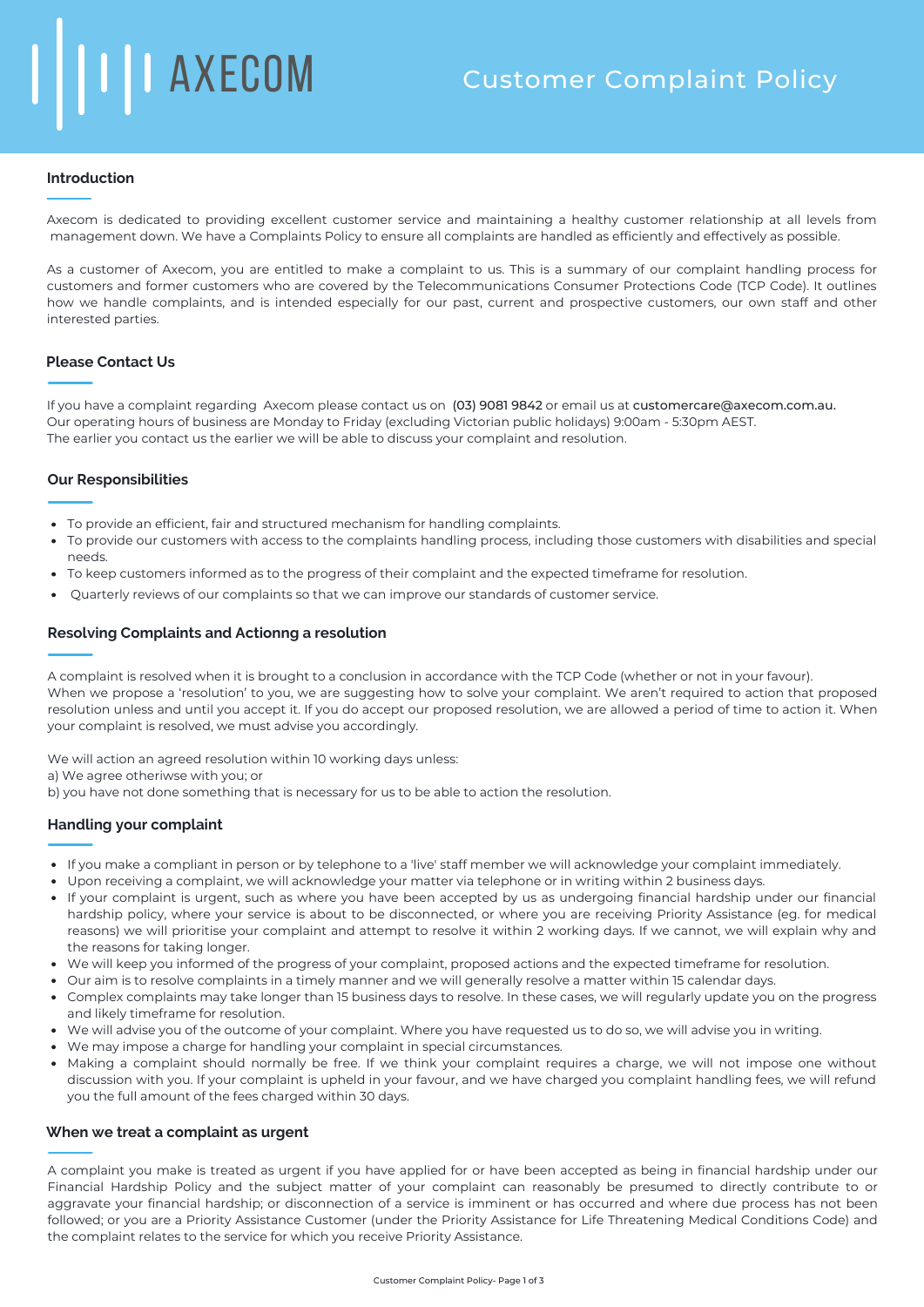AXECOM

# Customer Complaint Policy

## Introduction

Axecom is dedicated to providing excellent customer service and maintaining a healthy customer relationship at all levels from management down. We have a Complaints Policy to ensure all complaints are handled as efficiently and effectively as possible.

As a customer of Axecom, you are entitled to make a complaint to us. This is a summary of our complaint handling process for customers and former customers who are covered by the Telecommunications Consumer Protections Code (TCP Code). It outlines how we handle complaints, and is intended especially for our past, current and prospective customers, our own staff and other interested parties.

## Please Contact Us

If you have a complaint regarding Axecom please contact us on (03) 9081 9842 or email us at customercare@axecom.com.au.
Our operating hours of business are Monday to Friday (excluding Victorian public holidays) 9:00am - 5:30pm AEST.
The earlier you contact us the earlier we will be able to discuss your complaint and resolution.

## Our Responsibilities

- To provide an efficient, fair and structured mechanism for handling complaints.
- To provide our customers with access to the complaints handling process, including those customers with disabilities and special needs.
- To keep customers informed as to the progress of their complaint and the expected timeframe for resolution.
- Quarterly reviews of our complaints so that we can improve our standards of customer service.

## Resolving Complaints and Actionng a resolution

A complaint is resolved when it is brought to a conclusion in accordance with the TCP Code (whether or not in your favour).
When we propose a 'resolution' to you, we are suggesting how to solve your complaint. We aren't required to action that proposed resolution unless and until you accept it. If you do accept our proposed resolution, we are allowed a period of time to action it. When your complaint is resolved, we must advise you accordingly.

We will action an agreed resolution within 10 working days unless:
a) We agree otheriwse with you; or
b) you have not done something that is necessary for us to be able to action the resolution.

## Handling your complaint

- If you make a compliant in person or by telephone to a 'live' staff member we will acknowledge your complaint immediately.
- Upon receiving a complaint, we will acknowledge your matter via telephone or in writing within 2 business days.
- If your complaint is urgent, such as where you have been accepted by us as undergoing financial hardship under our financial hardship policy, where your service is about to be disconnected, or where you are receiving Priority Assistance (eg. for medical reasons) we will prioritise your complaint and attempt to resolve it within 2 working days. If we cannot, we will explain why and the reasons for taking longer.
- We will keep you informed of the progress of your complaint, proposed actions and the expected timeframe for resolution.
- Our aim is to resolve complaints in a timely manner and we will generally resolve a matter within 15 calendar days.
- Complex complaints may take longer than 15 business days to resolve. In these cases, we will regularly update you on the progress and likely timeframe for resolution.
- We will advise you of the outcome of your complaint. Where you have requested us to do so, we will advise you in writing.
- We may impose a charge for handling your complaint in special circumstances.
- Making a complaint should normally be free. If we think your complaint requires a charge, we will not impose one without discussion with you. If your complaint is upheld in your favour, and we have charged you complaint handling fees, we will refund you the full amount of the fees charged within 30 days.

## When we treat a complaint as urgent

A complaint you make is treated as urgent if you have applied for or have been accepted as being in financial hardship under our Financial Hardship Policy and the subject matter of your complaint can reasonably be presumed to directly contribute to or aggravate your financial hardship; or disconnection of a service is imminent or has occurred and where due process has not been followed; or you are a Priority Assistance Customer (under the Priority Assistance for Life Threatening Medical Conditions Code) and the complaint relates to the service for which you receive Priority Assistance.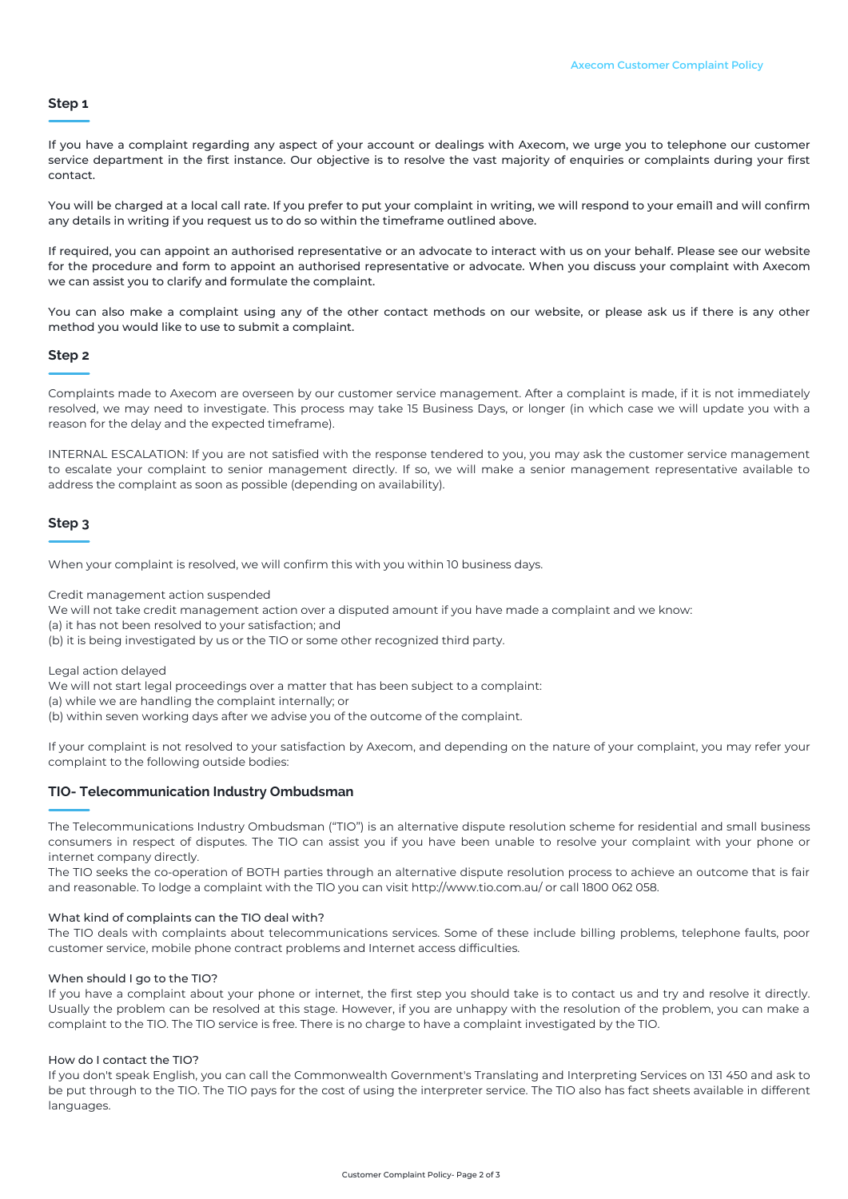## Step 1

If you have a complaint regarding any aspect of your account or dealings with Axecom, we urge you to telephone our customer service department in the first instance. Our objective is to resolve the vast majority of enquiries or complaints during your first contact.

You will be charged at a local call rate. If you prefer to put your complaint in writing, we will respond to your email1 and will confirm any details in writing if you request us to do so within the timeframe outlined above.

If required, you can appoint an authorised representative or an advocate to interact with us on your behalf. Please see our website for the procedure and form to appoint an authorised representative or advocate. When you discuss your complaint with Axecom we can assist you to clarify and formulate the complaint.

You can also make a complaint using any of the other contact methods on our website, or please ask us if there is any other method you would like to use to submit a complaint.

## Step 2

Complaints made to Axecom are overseen by our customer service management. After a complaint is made, if it is not immediately resolved, we may need to investigate. This process may take 15 Business Days, or longer (in which case we will update you with a reason for the delay and the expected timeframe).

INTERNAL ESCALATION: If you are not satisfied with the response tendered to you, you may ask the customer service management to escalate your complaint to senior management directly. If so, we will make a senior management representative available to address the complaint as soon as possible (depending on availability).

## Step 3

When your complaint is resolved, we will confirm this with you within 10 business days.

Credit management action suspended
We will not take credit management action over a disputed amount if you have made a complaint and we know:
(a) it has not been resolved to your satisfaction; and
(b) it is being investigated by us or the TIO or some other recognized third party.

Legal action delayed
We will not start legal proceedings over a matter that has been subject to a complaint:
(a) while we are handling the complaint internally; or
(b) within seven working days after we advise you of the outcome of the complaint.

If your complaint is not resolved to your satisfaction by Axecom, and depending on the nature of your complaint, you may refer your complaint to the following outside bodies:

## TIO- Telecommunication Industry Ombudsman

The Telecommunications Industry Ombudsman ("TIO") is an alternative dispute resolution scheme for residential and small business consumers in respect of disputes. The TIO can assist you if you have been unable to resolve your complaint with your phone or internet company directly.
The TIO seeks the co-operation of BOTH parties through an alternative dispute resolution process to achieve an outcome that is fair and reasonable. To lodge a complaint with the TIO you can visit http://www.tio.com.au/ or call 1800 062 058.

What kind of complaints can the TIO deal with?
The TIO deals with complaints about telecommunications services. Some of these include billing problems, telephone faults, poor customer service, mobile phone contract problems and Internet access difficulties.

When should I go to the TIO?
If you have a complaint about your phone or internet, the first step you should take is to contact us and try and resolve it directly. Usually the problem can be resolved at this stage. However, if you are unhappy with the resolution of the problem, you can make a complaint to the TIO. The TIO service is free. There is no charge to have a complaint investigated by the TIO.

How do I contact the TIO?
If you don't speak English, you can call the Commonwealth Government's Translating and Interpreting Services on 131 450 and ask to be put through to the TIO. The TIO pays for the cost of using the interpreter service. The TIO also has fact sheets available in different languages.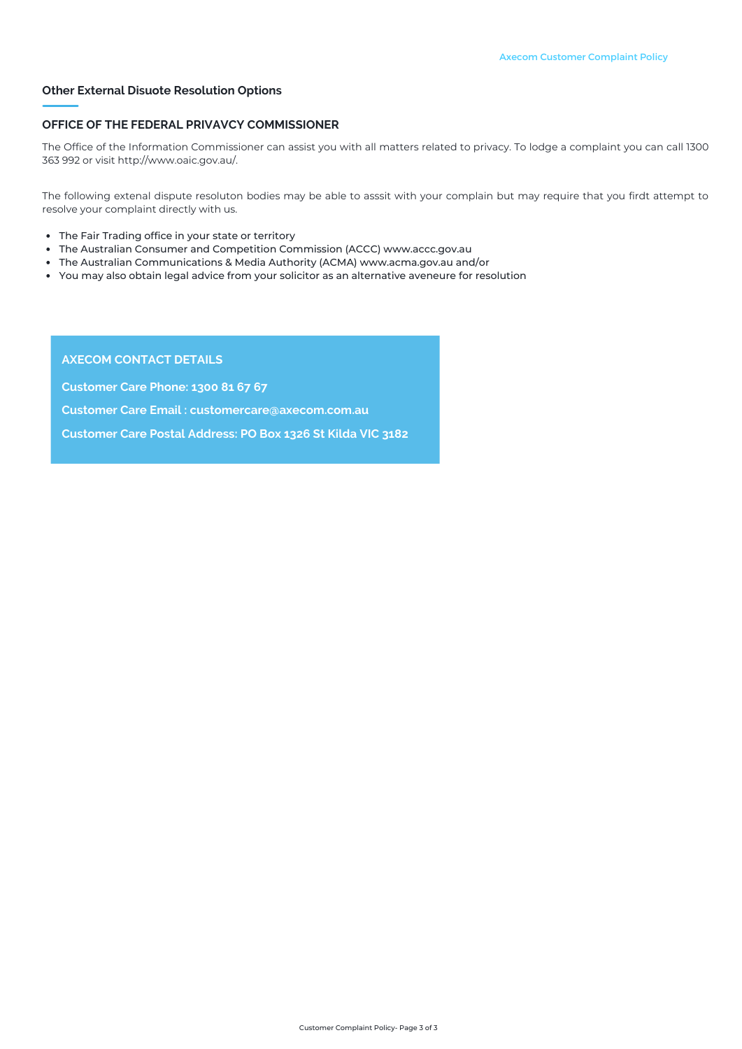## Other External Disuote Resolution Options

### OFFICE OF THE FEDERAL PRIVAVCY COMMISSIONER

The Office of the Information Commissioner can assist you with all matters related to privacy. To lodge a complaint you can call 1300 363 992 or visit http://www.oaic.gov.au/.

The following extenal dispute resoluton bodies may be able to asssit with your complain but may require that you firdt attempt to resolve your complaint directly with us.

- The Fair Trading office in your state or territory
- The Australian Consumer and Competition Commission (ACCC) www.accc.gov.au
- The Australian Communications & Media Authority (ACMA) www.acma.gov.au and/or
- You may also obtain legal advice from your solicitor as an alternative aveneure for resolution

**AXECOM CONTACT DETAILS**

**Customer Care Phone: 1300 81 67 67**

**Customer Care Email : customercare@axecom.com.au**

**Customer Care Postal Address: PO Box 1326 St Kilda VIC 3182**